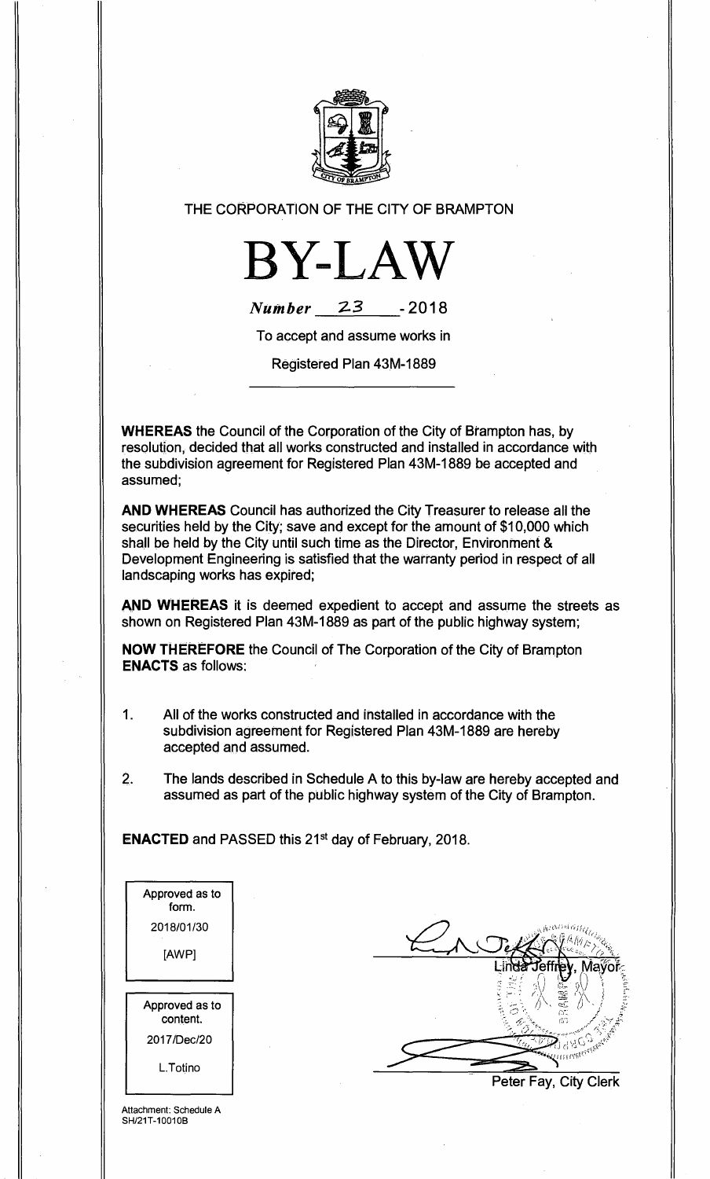THE CORPORATION OF THE CITY OF BRAMPTON

# BY-LAW

*Number* 23 - 2018

To accept and assume works in

Registered Plan 43M-1889

**WHEREAS** the Council of the Corporation of the City of Brampton has, by resolution, decided that all works constructed and installed in accordance with the subdivision agreement for Registered Plan 43M-1889 be accepted and assumed;

**AND WHEREAS** Council has authorized the City Treasurer to release all the securities held by the City; save and except for the amount of $10,000 which shall be held by the City until such time as the Director, Environment & Development Engineering is satisfied that the warranty period in respect of all landscaping works has expired;

**AND WHEREAS** it is deemed expedient to accept and assume the streets as shown on Registered Plan 43M-1889 as part of the public highway system;

**NOW THEREFORE** the Council of The Corporation of the City of Brampton **ENACTS** as follows:

1. All of the works constructed and installed in accordance with the subdivision agreement for Registered Plan 43M-1889 are hereby accepted and assumed.

2. The lands described in Schedule A to this by-law are hereby accepted and assumed as part of the public highway system of the City of Brampton.

**ENACTED** and PASSED this 21st day of February, 2018.

Approved as to form.
2018/01/30
[AWP]

Approved as to content.
2017/Dec/20
L.Totino

Linda Jeffrey, Mayor

Peter Fay, City Clerk

Attachment: Schedule A
SH/21T-10010B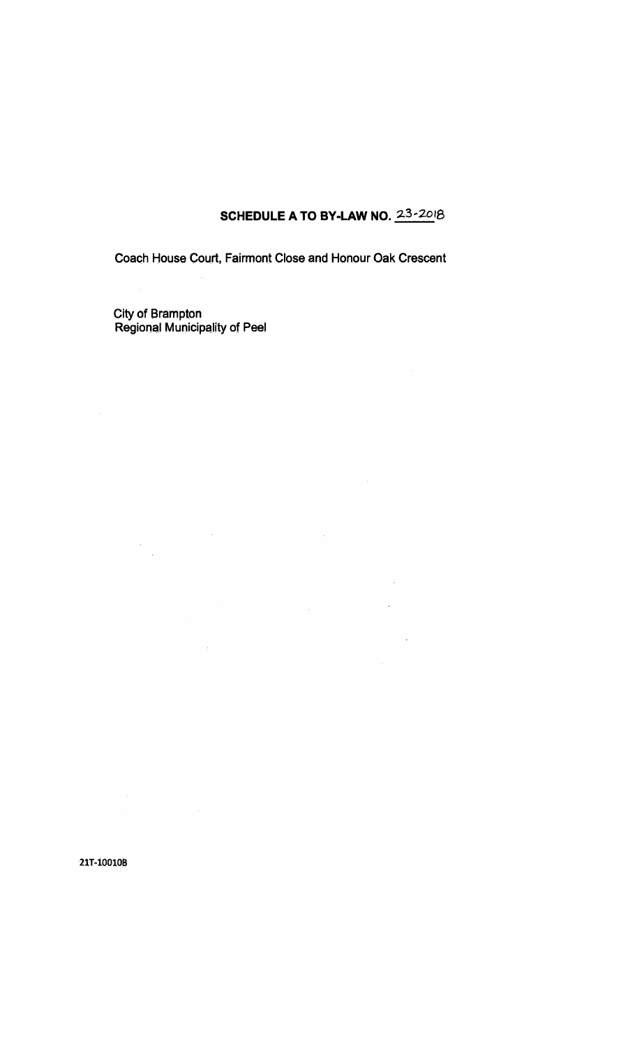# SCHEDULE A TO BY-LAW NO. 23-2018

Coach House Court, Fairmont Close and Honour Oak Crescent

City of Brampton
Regional Municipality of Peel

21T-10010B